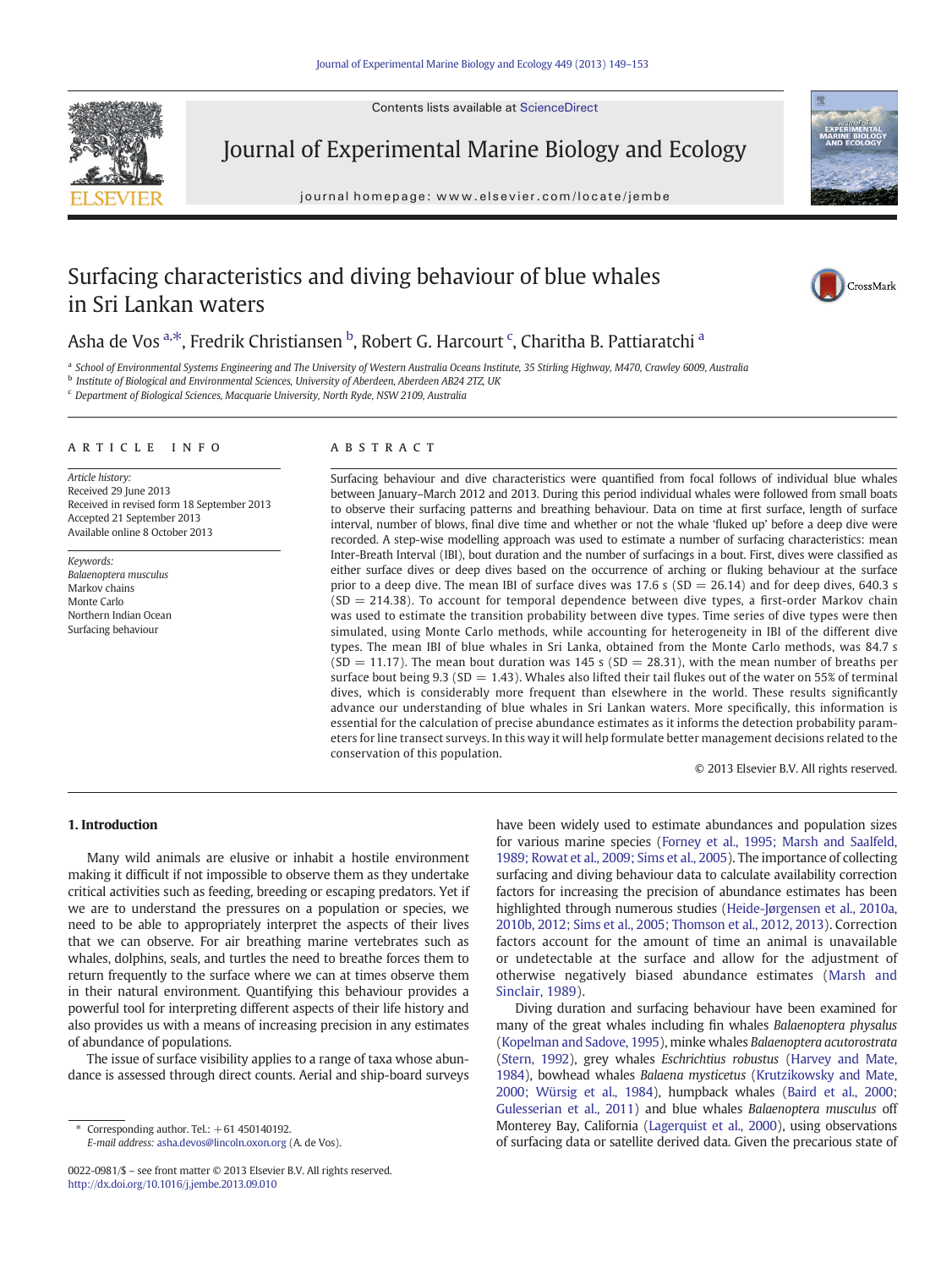# Surfacing characteristics and diving behaviour of blue whales in Sri Lankan waters

Asha de Vos [a,*], Fredrik Christiansen [b], Robert G. Harcourt [c], Charitha B. Pattiaratchi [a]

[a] School of Environmental Systems Engineering and The University of Western Australia Oceans Institute, 35 Stirling Highway, M470, Crawley 6009, Australia
[b] Institute of Biological and Environmental Sciences, University of Aberdeen, Aberdeen AB24 2TZ, UK
[c] Department of Biological Sciences, Macquarie University, North Ryde, NSW 2109, Australia

## ARTICLE INFO

*Article history:*
Received 29 June 2013
Received in revised form 18 September 2013
Accepted 21 September 2013
Available online 8 October 2013

*Keywords:*
*Balaenoptera musculus*
Markov chains
Monte Carlo
Northern Indian Ocean
Surfacing behaviour

## ABSTRACT

Surfacing behaviour and dive characteristics were quantified from focal follows of individual blue whales between January–March 2012 and 2013. During this period individual whales were followed from small boats to observe their surfacing patterns and breathing behaviour. Data on time at first surface, length of surface interval, number of blows, final dive time and whether or not the whale 'fluked up' before a deep dive were recorded. A step-wise modelling approach was used to estimate a number of surfacing characteristics: mean Inter-Breath Interval (IBI), bout duration and the number of surfacings in a bout. First, dives were classified as either surface dives or deep dives based on the occurrence of arching or fluking behaviour at the surface prior to a deep dive. The mean IBI of surface dives was 17.6 s (SD = 26.14) and for deep dives, 640.3 s (SD = 214.38). To account for temporal dependence between dive types, a first-order Markov chain was used to estimate the transition probability between dive types. Time series of dive types were then simulated, using Monte Carlo methods, while accounting for heterogeneity in IBI of the different dive types. The mean IBI of blue whales in Sri Lanka, obtained from the Monte Carlo methods, was 84.7 s (SD = 11.17). The mean bout duration was 145 s (SD = 28.31), with the mean number of breaths per surface bout being 9.3 (SD = 1.43). Whales also lifted their tail flukes out of the water on 55% of terminal dives, which is considerably more frequent than elsewhere in the world. These results significantly advance our understanding of blue whales in Sri Lankan waters. More specifically, this information is essential for the calculation of precise abundance estimates as it informs the detection probability parameters for line transect surveys. In this way it will help formulate better management decisions related to the conservation of this population.

© 2013 Elsevier B.V. All rights reserved.

## 1. Introduction

Many wild animals are elusive or inhabit a hostile environment making it difficult if not impossible to observe them as they undertake critical activities such as feeding, breeding or escaping predators. Yet if we are to understand the pressures on a population or species, we need to be able to appropriately interpret the aspects of their lives that we can observe. For air breathing marine vertebrates such as whales, dolphins, seals, and turtles the need to breathe forces them to return frequently to the surface where we can at times observe them in their natural environment. Quantifying this behaviour provides a powerful tool for interpreting different aspects of their life history and also provides us with a means of increasing precision in any estimates of abundance of populations.

The issue of surface visibility applies to a range of taxa whose abundance is assessed through direct counts. Aerial and ship-board surveys have been widely used to estimate abundances and population sizes for various marine species (Forney et al., 1995; Marsh and Saalfeld, 1989; Rowat et al., 2009; Sims et al., 2005). The importance of collecting surfacing and diving behaviour data to calculate availability correction factors for increasing the precision of abundance estimates has been highlighted through numerous studies (Heide-Jørgensen et al., 2010a, 2010b, 2012; Sims et al., 2005; Thomson et al., 2012, 2013). Correction factors account for the amount of time an animal is unavailable or undetectable at the surface and allow for the adjustment of otherwise negatively biased abundance estimates (Marsh and Sinclair, 1989).

Diving duration and surfacing behaviour have been examined for many of the great whales including fin whales *Balaenoptera physalus* (Kopelman and Sadove, 1995), minke whales *Balaenoptera acutorostrata* (Stern, 1992), grey whales *Eschrichtius robustus* (Harvey and Mate, 1984), bowhead whales *Balaena mysticetus* (Krutzikowsky and Mate, 2000; Würsig et al., 1984), humpback whales (Baird et al., 2000; Gulesserian et al., 2011) and blue whales *Balaenoptera musculus* off Monterey Bay, California (Lagerquist et al., 2000), using observations of surfacing data or satellite derived data. Given the precarious state of

\* Corresponding author. Tel.: +61 450140192.
*E-mail address:* asha.devos@lincoln.oxon.org (A. de Vos).

0022-0981/$ – see front matter © 2013 Elsevier B.V. All rights reserved.
http://dx.doi.org/10.1016/j.jembe.2013.09.010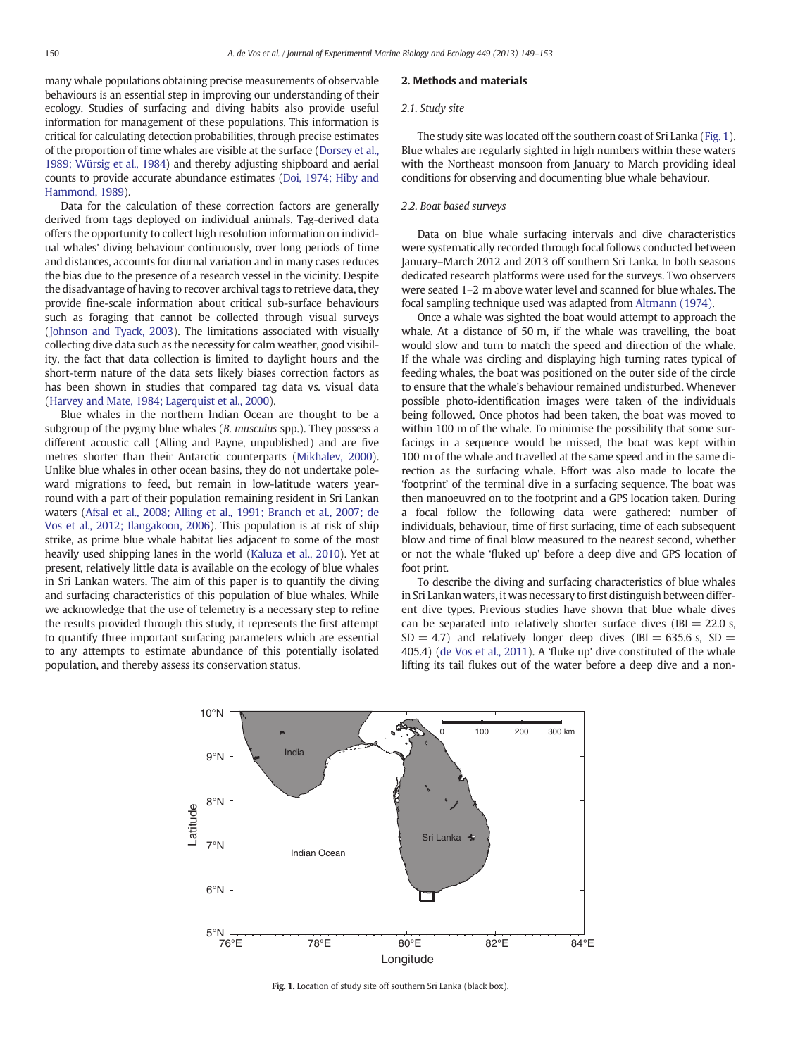many whale populations obtaining precise measurements of observable behaviours is an essential step in improving our understanding of their ecology. Studies of surfacing and diving habits also provide useful information for management of these populations. This information is critical for calculating detection probabilities, through precise estimates of the proportion of time whales are visible at the surface (Dorsey et al., 1989; Würsig et al., 1984) and thereby adjusting shipboard and aerial counts to provide accurate abundance estimates (Doi, 1974; Hiby and Hammond, 1989).

Data for the calculation of these correction factors are generally derived from tags deployed on individual animals. Tag-derived data offers the opportunity to collect high resolution information on individual whales' diving behaviour continuously, over long periods of time and distances, accounts for diurnal variation and in many cases reduces the bias due to the presence of a research vessel in the vicinity. Despite the disadvantage of having to recover archival tags to retrieve data, they provide fine-scale information about critical sub-surface behaviours such as foraging that cannot be collected through visual surveys (Johnson and Tyack, 2003). The limitations associated with visually collecting dive data such as the necessity for calm weather, good visibility, the fact that data collection is limited to daylight hours and the short-term nature of the data sets likely biases correction factors as has been shown in studies that compared tag data vs. visual data (Harvey and Mate, 1984; Lagerquist et al., 2000).

Blue whales in the northern Indian Ocean are thought to be a subgroup of the pygmy blue whales (*B. musculus* spp.). They possess a different acoustic call (Alling and Payne, unpublished) and are five metres shorter than their Antarctic counterparts (Mikhalev, 2000). Unlike blue whales in other ocean basins, they do not undertake pole-ward migrations to feed, but remain in low-latitude waters year-round with a part of their population remaining resident in Sri Lankan waters (Afsal et al., 2008; Alling et al., 1991; Branch et al., 2007; de Vos et al., 2012; Ilangakoon, 2006). This population is at risk of ship strike, as prime blue whale habitat lies adjacent to some of the most heavily used shipping lanes in the world (Kaluza et al., 2010). Yet at present, relatively little data is available on the ecology of blue whales in Sri Lankan waters. The aim of this paper is to quantify the diving and surfacing characteristics of this population of blue whales. While we acknowledge that the use of telemetry is a necessary step to refine the results provided through this study, it represents the first attempt to quantify three important surfacing parameters which are essential to any attempts to estimate abundance of this potentially isolated population, and thereby assess its conservation status.

## 2. Methods and materials

### 2.1. Study site

The study site was located off the southern coast of Sri Lanka (Fig. 1). Blue whales are regularly sighted in high numbers within these waters with the Northeast monsoon from January to March providing ideal conditions for observing and documenting blue whale behaviour.

### 2.2. Boat based surveys

Data on blue whale surfacing intervals and dive characteristics were systematically recorded through focal follows conducted between January–March 2012 and 2013 off southern Sri Lanka. In both seasons dedicated research platforms were used for the surveys. Two observers were seated 1–2 m above water level and scanned for blue whales. The focal sampling technique used was adapted from Altmann (1974).

Once a whale was sighted the boat would attempt to approach the whale. At a distance of 50 m, if the whale was travelling, the boat would slow and turn to match the speed and direction of the whale. If the whale was circling and displaying high turning rates typical of feeding whales, the boat was positioned on the outer side of the circle to ensure that the whale's behaviour remained undisturbed. Whenever possible photo-identification images were taken of the individuals being followed. Once photos had been taken, the boat was moved to within 100 m of the whale. To minimise the possibility that some surfacings in a sequence would be missed, the boat was kept within 100 m of the whale and travelled at the same speed and in the same direction as the surfacing whale. Effort was also made to locate the 'footprint' of the terminal dive in a surfacing sequence. The boat was then manoeuvred on to the footprint and a GPS location taken. During a focal follow the following data were gathered: number of individuals, behaviour, time of first surfacing, time of each subsequent blow and time of final blow measured to the nearest second, whether or not the whale 'fluked up' before a deep dive and GPS location of foot print.

To describe the diving and surfacing characteristics of blue whales in Sri Lankan waters, it was necessary to first distinguish between different dive types. Previous studies have shown that blue whale dives can be separated into relatively shorter surface dives (IBI = 22.0 s, SD = 4.7) and relatively longer deep dives (IBI = 635.6 s, SD = 405.4) (de Vos et al., 2011). A 'fluke up' dive constituted of the whale lifting its tail flukes out of the water before a deep dive and a non-

Fig. 1. Location of study site off southern Sri Lanka (black box).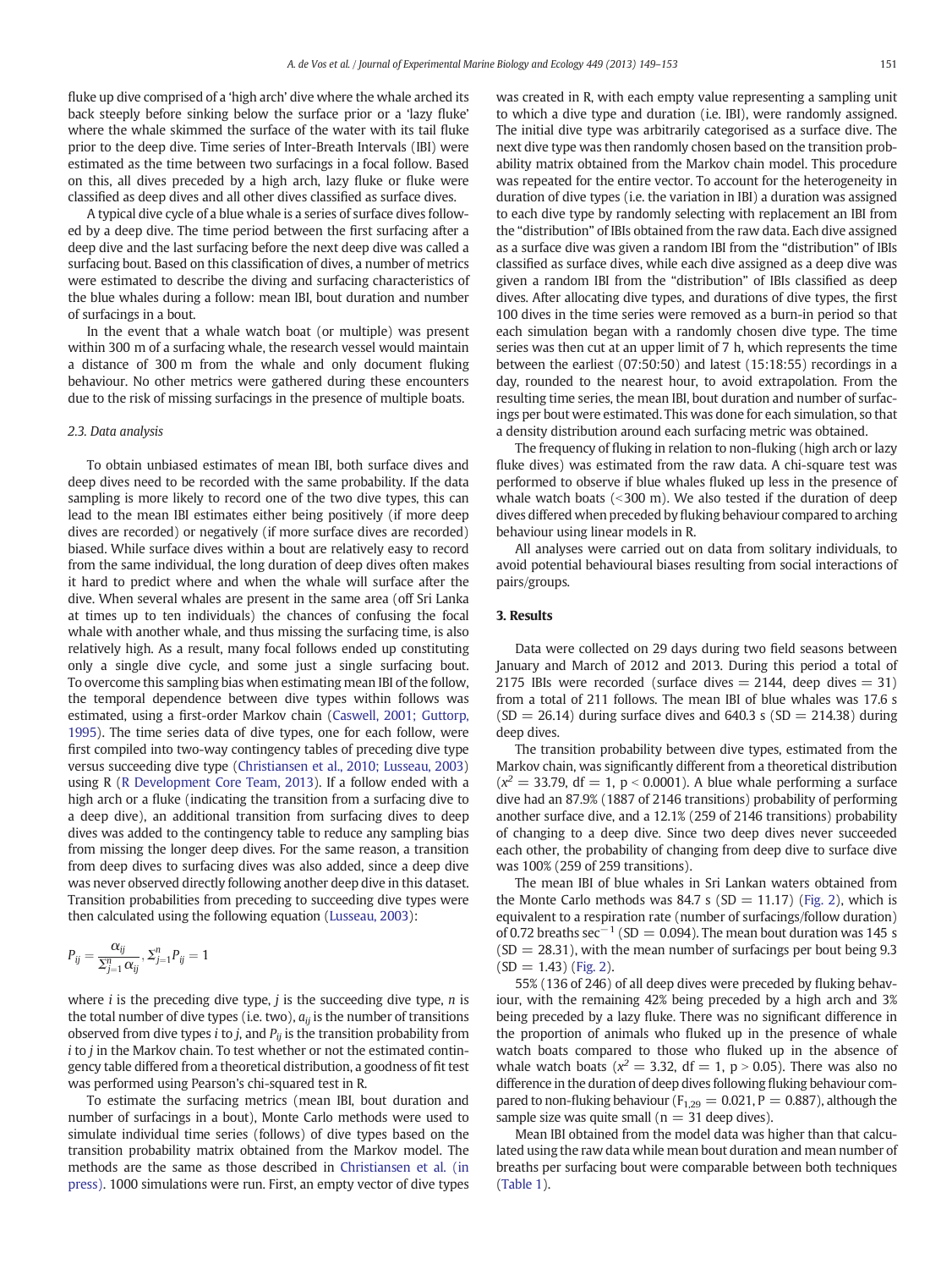fluke up dive comprised of a 'high arch' dive where the whale arched its back steeply before sinking below the surface prior or a 'lazy fluke' where the whale skimmed the surface of the water with its tail fluke prior to the deep dive. Time series of Inter-Breath Intervals (IBI) were estimated as the time between two surfacings in a focal follow. Based on this, all dives preceded by a high arch, lazy fluke or fluke were classified as deep dives and all other dives classified as surface dives.

A typical dive cycle of a blue whale is a series of surface dives followed by a deep dive. The time period between the first surfacing after a deep dive and the last surfacing before the next deep dive was called a surfacing bout. Based on this classification of dives, a number of metrics were estimated to describe the diving and surfacing characteristics of the blue whales during a follow: mean IBI, bout duration and number of surfacings in a bout.

In the event that a whale watch boat (or multiple) was present within 300 m of a surfacing whale, the research vessel would maintain a distance of 300 m from the whale and only document fluking behaviour. No other metrics were gathered during these encounters due to the risk of missing surfacings in the presence of multiple boats.

### 2.3. Data analysis

To obtain unbiased estimates of mean IBI, both surface dives and deep dives need to be recorded with the same probability. If the data sampling is more likely to record one of the two dive types, this can lead to the mean IBI estimates either being positively (if more deep dives are recorded) or negatively (if more surface dives are recorded) biased. While surface dives within a bout are relatively easy to record from the same individual, the long duration of deep dives often makes it hard to predict where and when the whale will surface after the dive. When several whales are present in the same area (off Sri Lanka at times up to ten individuals) the chances of confusing the focal whale with another whale, and thus missing the surfacing time, is also relatively high. As a result, many focal follows ended up constituting only a single dive cycle, and some just a single surfacing bout. To overcome this sampling bias when estimating mean IBI of the follow, the temporal dependence between dive types within follows was estimated, using a first-order Markov chain (Caswell, 2001; Guttorp, 1995). The time series data of dive types, one for each follow, were first compiled into two-way contingency tables of preceding dive type versus succeeding dive type (Christiansen et al., 2010; Lusseau, 2003) using R (R Development Core Team, 2013). If a follow ended with a high arch or a fluke (indicating the transition from a surfacing dive to a deep dive), an additional transition from surfacing dives to deep dives was added to the contingency table to reduce any sampling bias from missing the longer deep dives. For the same reason, a transition from deep dives to surfacing dives was also added, since a deep dive was never observed directly following another deep dive in this dataset. Transition probabilities from preceding to succeeding dive types were then calculated using the following equation (Lusseau, 2003):

$$P_{ij} = \frac{\alpha_{ij}}{\Sigma_{j=1}^{n} \alpha_{ij}}, \Sigma_{j=1}^{n} P_{ij} = 1$$

where $i$ is the preceding dive type, $j$ is the succeeding dive type, $n$ is the total number of dive types (i.e. two), $a_{ij}$ is the number of transitions observed from dive types $i$ to $j$, and $P_{ij}$ is the transition probability from $i$ to $j$ in the Markov chain. To test whether or not the estimated contingency table differed from a theoretical distribution, a goodness of fit test was performed using Pearson's chi-squared test in R.

To estimate the surfacing metrics (mean IBI, bout duration and number of surfacings in a bout), Monte Carlo methods were used to simulate individual time series (follows) of dive types based on the transition probability matrix obtained from the Markov model. The methods are the same as those described in Christiansen et al. (in press). 1000 simulations were run. First, an empty vector of dive types was created in R, with each empty value representing a sampling unit to which a dive type and duration (i.e. IBI), were randomly assigned. The initial dive type was arbitrarily categorised as a surface dive. The next dive type was then randomly chosen based on the transition probability matrix obtained from the Markov chain model. This procedure was repeated for the entire vector. To account for the heterogeneity in duration of dive types (i.e. the variation in IBI) a duration was assigned to each dive type by randomly selecting with replacement an IBI from the "distribution" of IBIs obtained from the raw data. Each dive assigned as a surface dive was given a random IBI from the "distribution" of IBIs classified as surface dives, while each dive assigned as a deep dive was given a random IBI from the "distribution" of IBIs classified as deep dives. After allocating dive types, and durations of dive types, the first 100 dives in the time series were removed as a burn-in period so that each simulation began with a randomly chosen dive type. The time series was then cut at an upper limit of 7 h, which represents the time between the earliest (07:50:50) and latest (15:18:55) recordings in a day, rounded to the nearest hour, to avoid extrapolation. From the resulting time series, the mean IBI, bout duration and number of surfacings per bout were estimated. This was done for each simulation, so that a density distribution around each surfacing metric was obtained.

The frequency of fluking in relation to non-fluking (high arch or lazy fluke dives) was estimated from the raw data. A chi-square test was performed to observe if blue whales fluked up less in the presence of whale watch boats (<300 m). We also tested if the duration of deep dives differed when preceded by fluking behaviour compared to arching behaviour using linear models in R.

All analyses were carried out on data from solitary individuals, to avoid potential behavioural biases resulting from social interactions of pairs/groups.

## 3. Results

Data were collected on 29 days during two field seasons between January and March of 2012 and 2013. During this period a total of 2175 IBIs were recorded (surface dives = 2144, deep dives = 31) from a total of 211 follows. The mean IBI of blue whales was 17.6 s (SD = 26.14) during surface dives and 640.3 s (SD = 214.38) during deep dives.

The transition probability between dive types, estimated from the Markov chain, was significantly different from a theoretical distribution ($x^2 = 33.79$, df = 1, $p < 0.0001$). A blue whale performing a surface dive had an 87.9% (1887 of 2146 transitions) probability of performing another surface dive, and a 12.1% (259 of 2146 transitions) probability of changing to a deep dive. Since two deep dives never succeeded each other, the probability of changing from deep dive to surface dive was 100% (259 of 259 transitions).

The mean IBI of blue whales in Sri Lankan waters obtained from the Monte Carlo methods was 84.7 s (SD = 11.17) (Fig. 2), which is equivalent to a respiration rate (number of surfacings/follow duration) of 0.72 breaths sec$^{-1}$ (SD = 0.094). The mean bout duration was 145 s (SD = 28.31), with the mean number of surfacings per bout being 9.3 (SD = 1.43) (Fig. 2).

55% (136 of 246) of all deep dives were preceded by fluking behaviour, with the remaining 42% being preceded by a high arch and 3% being preceded by a lazy fluke. There was no significant difference in the proportion of animals who fluked up in the presence of whale watch boats compared to those who fluked up in the absence of whale watch boats ($x^2 = 3.32$, df = 1, $p > 0.05$). There was also no difference in the duration of deep dives following fluking behaviour compared to non-fluking behaviour ($F_{1,29} = 0.021$, $P = 0.887$), although the sample size was quite small ($n = 31$ deep dives).

Mean IBI obtained from the model data was higher than that calculated using the raw data while mean bout duration and mean number of breaths per surfacing bout were comparable between both techniques (Table 1).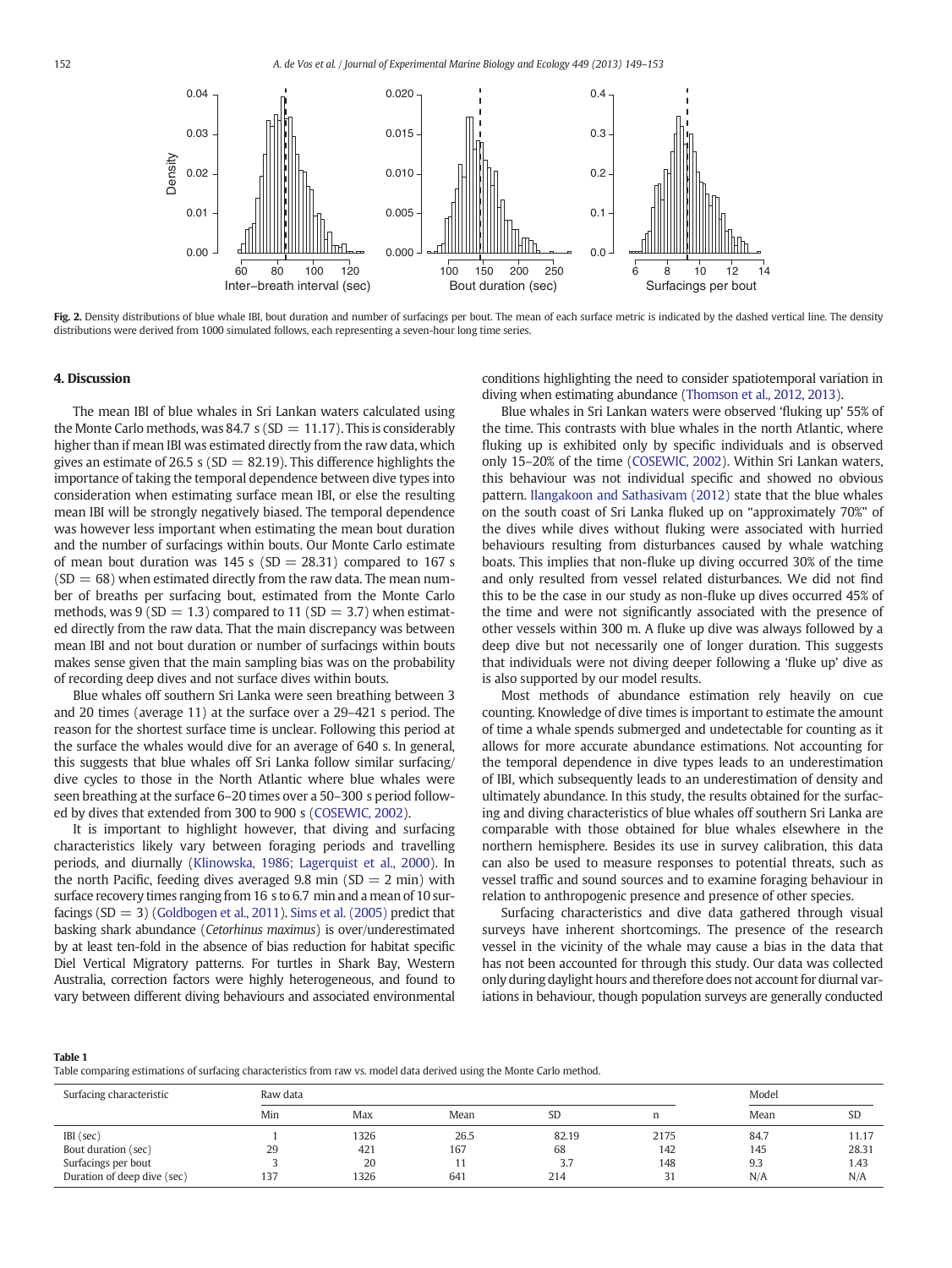Fig. 2. Density distributions of blue whale IBI, bout duration and number of surfacings per bout. The mean of each surface metric is indicated by the dashed vertical line. The density distributions were derived from 1000 simulated follows, each representing a seven-hour long time series.

## 4. Discussion

The mean IBI of blue whales in Sri Lankan waters calculated using the Monte Carlo methods, was 84.7 s (SD = 11.17). This is considerably higher than if mean IBI was estimated directly from the raw data, which gives an estimate of 26.5 s (SD = 82.19). This difference highlights the importance of taking the temporal dependence between dive types into consideration when estimating surface mean IBI, or else the resulting mean IBI will be strongly negatively biased. The temporal dependence was however less important when estimating the mean bout duration and the number of surfacings within bouts. Our Monte Carlo estimate of mean bout duration was 145 s (SD = 28.31) compared to 167 s (SD = 68) when estimated directly from the raw data. The mean number of breaths per surfacing bout, estimated from the Monte Carlo methods, was 9 (SD = 1.3) compared to 11 (SD = 3.7) when estimated directly from the raw data. That the main discrepancy was between mean IBI and not bout duration or number of surfacings within bouts makes sense given that the main sampling bias was on the probability of recording deep dives and not surface dives within bouts.

Blue whales off southern Sri Lanka were seen breathing between 3 and 20 times (average 11) at the surface over a 29–421 s period. The reason for the shortest surface time is unclear. Following this period at the surface the whales would dive for an average of 640 s. In general, this suggests that blue whales off Sri Lanka follow similar surfacing/dive cycles to those in the North Atlantic where blue whales were seen breathing at the surface 6–20 times over a 50–300 s period followed by dives that extended from 300 to 900 s (COSEWIC, 2002).

It is important to highlight however, that diving and surfacing characteristics likely vary between foraging periods and travelling periods, and diurnally (Klinowska, 1986; Lagerquist et al., 2000). In the north Pacific, feeding dives averaged 9.8 min (SD = 2 min) with surface recovery times ranging from 16 s to 6.7 min and a mean of 10 surfacings (SD = 3) (Goldbogen et al., 2011). Sims et al. (2005) predict that basking shark abundance (*Cetorhinus maximus*) is over/underestimated by at least ten-fold in the absence of bias reduction for habitat specific Diel Vertical Migratory patterns. For turtles in Shark Bay, Western Australia, correction factors were highly heterogeneous, and found to vary between different diving behaviours and associated environmental conditions highlighting the need to consider spatiotemporal variation in diving when estimating abundance (Thomson et al., 2012, 2013).

Blue whales in Sri Lankan waters were observed 'fluking up' 55% of the time. This contrasts with blue whales in the north Atlantic, where fluking up is exhibited only by specific individuals and is observed only 15–20% of the time (COSEWIC, 2002). Within Sri Lankan waters, this behaviour was not individual specific and showed no obvious pattern. Ilangakoon and Sathasivam (2012) state that the blue whales on the south coast of Sri Lanka fluked up on "approximately 70%" of the dives while dives without fluking were associated with hurried behaviours resulting from disturbances caused by whale watching boats. This implies that non-fluke up diving occurred 30% of the time and only resulted from vessel related disturbances. We did not find this to be the case in our study as non-fluke up dives occurred 45% of the time and were not significantly associated with the presence of other vessels within 300 m. A fluke up dive was always followed by a deep dive but not necessarily one of longer duration. This suggests that individuals were not diving deeper following a 'fluke up' dive as is also supported by our model results.

Most methods of abundance estimation rely heavily on cue counting. Knowledge of dive times is important to estimate the amount of time a whale spends submerged and undetectable for counting as it allows for more accurate abundance estimations. Not accounting for the temporal dependence in dive types leads to an underestimation of IBI, which subsequently leads to an underestimation of density and ultimately abundance. In this study, the results obtained for the surfacing and diving characteristics of blue whales off southern Sri Lanka are comparable with those obtained for blue whales elsewhere in the northern hemisphere. Besides its use in survey calibration, this data can also be used to measure responses to potential threats, such as vessel traffic and sound sources and to examine foraging behaviour in relation to anthropogenic presence and presence of other species.

Surfacing characteristics and dive data gathered through visual surveys have inherent shortcomings. The presence of the research vessel in the vicinity of the whale may cause a bias in the data that has not been accounted for through this study. Our data was collected only during daylight hours and therefore does not account for diurnal variations in behaviour, though population surveys are generally conducted

**Table 1**
Table comparing estimations of surfacing characteristics from raw vs. model data derived using the Monte Carlo method.

| Surfacing characteristic | Raw data | | | | | Model | |
|---|---|---|---|---|---|---|---|
| | Min | Max | Mean | SD | n | Mean | SD |
| IBI (sec) | 1 | 1326 | 26.5 | 82.19 | 2175 | 84.7 | 11.17 |
| Bout duration (sec) | 29 | 421 | 167 | 68 | 142 | 145 | 28.31 |
| Surfacings per bout | 3 | 20 | 11 | 3.7 | 148 | 9.3 | 1.43 |
| Duration of deep dive (sec) | 137 | 1326 | 641 | 214 | 31 | N/A | N/A |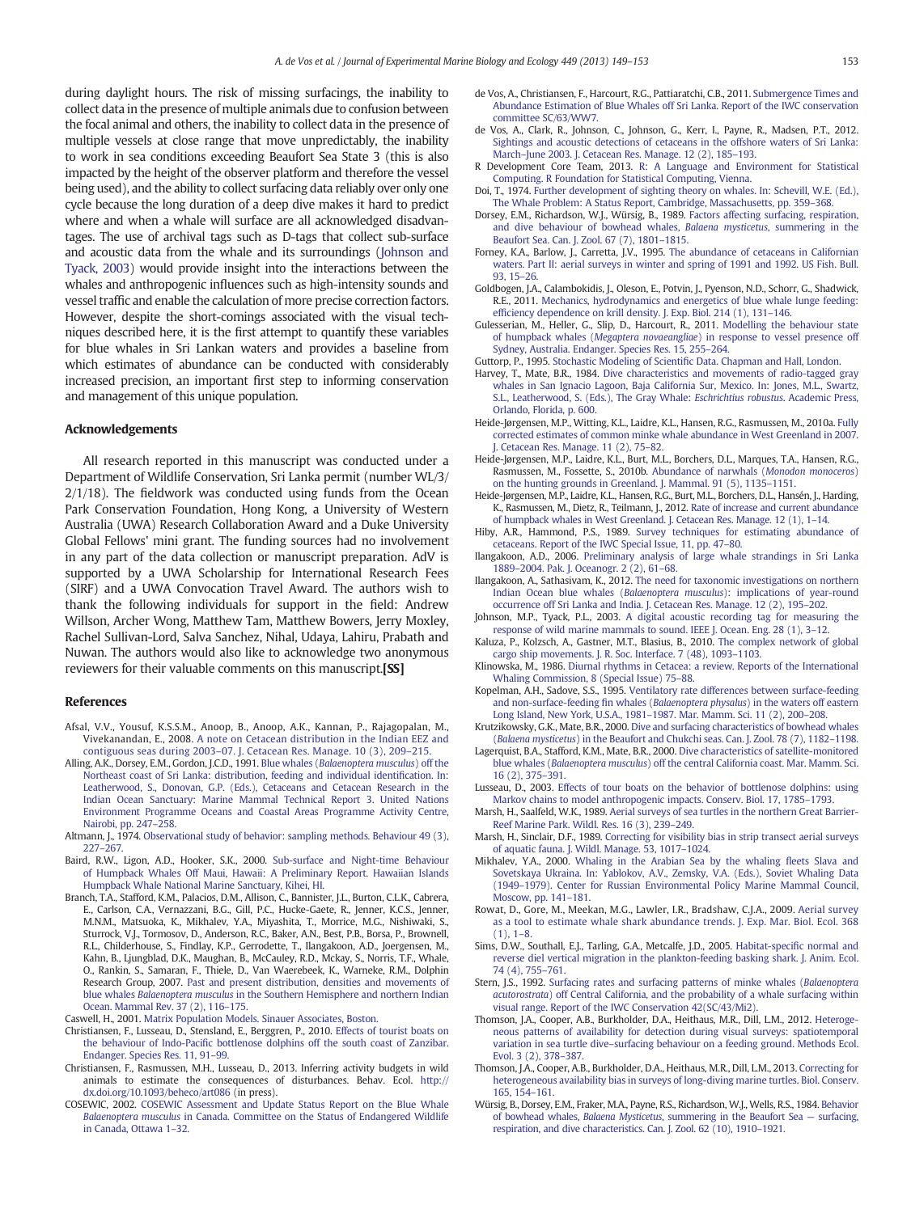during daylight hours. The risk of missing surfacings, the inability to collect data in the presence of multiple animals due to confusion between the focal animal and others, the inability to collect data in the presence of multiple vessels at close range that move unpredictably, the inability to work in sea conditions exceeding Beaufort Sea State 3 (this is also impacted by the height of the observer platform and therefore the vessel being used), and the ability to collect surfacing data reliably over only one cycle because the long duration of a deep dive makes it hard to predict where and when a whale will surface are all acknowledged disadvantages. The use of archival tags such as D-tags that collect sub-surface and acoustic data from the whale and its surroundings (Johnson and Tyack, 2003) would provide insight into the interactions between the whales and anthropogenic influences such as high-intensity sounds and vessel traffic and enable the calculation of more precise correction factors. However, despite the short-comings associated with the visual techniques described here, it is the first attempt to quantify these variables for blue whales in Sri Lankan waters and provides a baseline from which estimates of abundance can be conducted with considerably increased precision, an important first step to informing conservation and management of this unique population.

## Acknowledgements

All research reported in this manuscript was conducted under a Department of Wildlife Conservation, Sri Lanka permit (number WL/3/2/1/18). The fieldwork was conducted using funds from the Ocean Park Conservation Foundation, Hong Kong, a University of Western Australia (UWA) Research Collaboration Award and a Duke University Global Fellows' mini grant. The funding sources had no involvement in any part of the data collection or manuscript preparation. AdV is supported by a UWA Scholarship for International Research Fees (SIRF) and a UWA Convocation Travel Award. The authors wish to thank the following individuals for support in the field: Andrew Willson, Archer Wong, Matthew Tam, Matthew Bowers, Jerry Moxley, Rachel Sullivan-Lord, Salva Sanchez, Nihal, Udaya, Lahiru, Prabath and Nuwan. The authors would also like to acknowledge two anonymous reviewers for their valuable comments on this manuscript.**[SS]**

## References

Afsal, V.V., Yousuf, K.S.S.M., Anoop, B., Anoop, A.K., Kannan, P., Rajagopalan, M., Vivekanandan, E., 2008. A note on Cetacean distribution in the Indian EEZ and contiguous seas during 2003–07. J. Cetacean Res. Manage. 10 (3), 209–215.

Alling, A.K., Dorsey, E.M., Gordon, J.C.D., 1991. Blue whales (*Balaenoptera musculus*) off the Northeast coast of Sri Lanka: distribution, feeding and individual identification. In: Leatherwood, S., Donovan, G.P. (Eds.), Cetaceans and Cetacean Research in the Indian Ocean Sanctuary: Marine Mammal Technical Report 3. United Nations Environment Programme Oceans and Coastal Areas Programme Activity Centre, Nairobi, pp. 247–258.

Altmann, J., 1974. Observational study of behavior: sampling methods. Behaviour 49 (3), 227–267.

Baird, R.W., Ligon, A.D., Hooker, S.K., 2000. Sub-surface and Night-time Behaviour of Humpback Whales Off Maui, Hawaii: A Preliminary Report. Hawaiian Islands Humpback Whale National Marine Sanctuary, Kihei, HI.

Branch, T.A., Stafford, K.M., Palacios, D.M., Allison, C., Bannister, J.L., Burton, C.L.K., Cabrera, E., Carlson, C.A., Vernazzani, B.G., Gill, P.C., Hucke-Gaete, R., Jenner, K.C.S., Jenner, M.N.M., Matsuoka, K., Mikhalev, Y.A., Miyashita, T., Morrice, M.G., Nishiwaki, S., Sturrock, V.J., Tormosov, D., Anderson, R.C., Baker, A.N., Best, P.B., Borsa, P., Brownell, R.L., Childerhouse, S., Findlay, K.P., Gerrodette, T., Ilangakoon, A.D., Joergensen, M., Kahn, B., Ljungblad, D.K., Maughan, B., McCauley, R.D., Mckay, S., Norris, T.F., Whale, O., Rankin, S., Samaran, F., Thiele, D., Van Waerebeek, K., Warneke, R.M., Dolphin Research Group, 2007. Past and present distribution, densities and movements of blue whales *Balaenoptera musculus* in the Southern Hemisphere and northern Indian Ocean. Mammal Rev. 37 (2), 116–175.

Caswell, H., 2001. Matrix Population Models. Sinauer Associates, Boston.

Christiansen, F., Lusseau, D., Stensland, E., Berggren, P., 2010. Effects of tourist boats on the behaviour of Indo-Pacific bottlenose dolphins off the south coast of Zanzibar. Endanger. Species Res. 11, 91–99.

Christiansen, F., Rasmussen, M.H., Lusseau, D., 2013. Inferring activity budgets in wild animals to estimate the consequences of disturbances. Behav. Ecol. http://dx.doi.org/10.1093/beheco/art086 (in press).

COSEWIC, 2002. COSEWIC Assessment and Update Status Report on the Blue Whale *Balaenoptera musculus* in Canada. Committee on the Status of Endangered Wildlife in Canada, Ottawa 1–32.

de Vos, A., Christiansen, F., Harcourt, R.G., Pattiaratchi, C.B., 2011. Submergence Times and Abundance Estimation of Blue Whales off Sri Lanka. Report of the IWC conservation committee SC/63/WW7.

de Vos, A., Clark, R., Johnson, C., Johnson, G., Kerr, I., Payne, R., Madsen, P.T., 2012. Sightings and acoustic detections of cetaceans in the offshore waters of Sri Lanka: March–June 2003. J. Cetacean Res. Manage. 12 (2), 185–193.

R Development Core Team, 2013. R: A Language and Environment for Statistical Computing. R Foundation for Statistical Computing, Vienna.

Doi, T., 1974. Further development of sighting theory on whales. In: Schevill, W.E. (Ed.), The Whale Problem: A Status Report, Cambridge, Massachusetts, pp. 359–368.

Dorsey, E.M., Richardson, W.J., Würsig, B., 1989. Factors affecting surfacing, respiration, and dive behaviour of bowhead whales, *Balaena mysticetus*, summering in the Beaufort Sea. Can. J. Zool. 67 (7), 1801–1815.

Forney, K.A., Barlow, J., Carretta, J.V., 1995. The abundance of cetaceans in Californian waters. Part II: aerial surveys in winter and spring of 1991 and 1992. US Fish. Bull. 93, 15–26.

Goldbogen, J.A., Calambokidis, J., Oleson, E., Potvin, J., Pyenson, N.D., Schorr, G., Shadwick, R.E., 2011. Mechanics, hydrodynamics and energetics of blue whale lunge feeding: efficiency dependence on krill density. J. Exp. Biol. 214 (1), 131–146.

Gulesserian, M., Heller, G., Slip, D., Harcourt, R., 2011. Modelling the behaviour state of humpback whales (*Megaptera novaeangliae*) in response to vessel presence off Sydney, Australia. Endanger. Species Res. 15, 255–264.

Guttorp, P., 1995. Stochastic Modeling of Scientific Data. Chapman and Hall, London.

Harvey, T., Mate, B.R., 1984. Dive characteristics and movements of radio-tagged gray whales in San Ignacio Lagoon, Baja California Sur, Mexico. In: Jones, M.L., Swartz, S.L., Leatherwood, S. (Eds.), The Gray Whale: *Eschrichtius robustus*. Academic Press, Orlando, Florida, p. 600.

Heide-Jørgensen, M.P., Witting, K.L., Laidre, K.L., Hansen, R.G., Rasmussen, M., 2010a. Fully corrected estimates of common minke whale abundance in West Greenland in 2007. J. Cetacean Res. Manage. 11 (2), 75–82.

Heide-Jørgensen, M.P., Laidre, K.L., Burt, M.L., Borchers, D.L., Marques, T.A., Hansen, R.G., Rasmussen, M., Fossette, S., 2010b. Abundance of narwhals (*Monodon monoceros*) on the hunting grounds in Greenland. J. Mammal. 91 (5), 1135–1151.

Heide-Jørgensen, M.P., Laidre, K.L., Hansen, R.G., Burt, M.L., Borchers, D.L., Hansén, J., Harding, K., Rasmussen, M., Dietz, R., Teilmann, J., 2012. Rate of increase and current abundance of humpback whales in West Greenland. J. Cetacean Res. Manage. 12 (1), 1–14.

Hiby, A.R., Hammond, P.S., 1989. Survey techniques for estimating abundance of cetaceans. Report of the IWC Special Issue, 11, pp. 47–80.

Ilangakoon, A.D., 2006. Preliminary analysis of large whale strandings in Sri Lanka 1889–2004. Pak. J. Oceanogr. 2 (2), 61–68.

Ilangakoon, A., Sathasivam, K., 2012. The need for taxonomic investigations on northern Indian Ocean blue whales (*Balaenoptera musculus*): implications of year-round occurrence off Sri Lanka and India. J. Cetacean Res. Manage. 12 (2), 195–202.

Johnson, M.P., Tyack, P.L., 2003. A digital acoustic recording tag for measuring the response of wild marine mammals to sound. IEEE J. Ocean. Eng. 28 (1), 3–12.

Kaluza, P., Kolzsch, A., Gastner, M.T., Blasius, B., 2010. The complex network of global cargo ship movements. J. R. Soc. Interface. 7 (48), 1093–1103.

Klinowska, M., 1986. Diurnal rhythms in Cetacea: a review. Reports of the International Whaling Commission, 8 (Special Issue) 75–88.

Kopelman, A.H., Sadove, S.S., 1995. Ventilatory rate differences between surface-feeding and non-surface-feeding fin whales (*Balaenoptera physalus*) in the waters off eastern Long Island, New York, U.S.A., 1981–1987. Mar. Mamm. Sci. 11 (2), 200–208.

Krutzikowsky, G.K., Mate, B.R., 2000. Dive and surfacing characteristics of bowhead whales (*Balaena mysticetus*) in the Beaufort and Chukchi seas. Can. J. Zool. 78 (7), 1182–1198.

Lagerquist, B.A., Stafford, K.M., Mate, B.R., 2000. Dive characteristics of satellite-monitored blue whales (*Balaenoptera musculus*) off the central California coast. Mar. Mamm. Sci. 16 (2), 375–391.

Lusseau, D., 2003. Effects of tour boats on the behavior of bottlenose dolphins: using Markov chains to model anthropogenic impacts. Conserv. Biol. 17, 1785–1793.

Marsh, H., Saalfeld, W.K., 1989. Aerial surveys of sea turtles in the northern Great Barrier-Reef Marine Park. Wildl. Res. 16 (3), 239–249.

Marsh, H., Sinclair, D.F., 1989. Correcting for visibility bias in strip transect aerial surveys of aquatic fauna. J. Wildl. Manage. 53, 1017–1024.

Mikhalev, Y.A., 2000. Whaling in the Arabian Sea by the whaling fleets Slava and Sovetskaya Ukraina. In: Yablokov, A.V., Zemsky, V.A. (Eds.), Soviet Whaling Data (1949–1979). Center for Russian Environmental Policy Marine Mammal Council, Moscow, pp. 141–181.

Rowat, D., Gore, M., Meekan, M.G., Lawler, I.R., Bradshaw, C.J.A., 2009. Aerial survey as a tool to estimate whale shark abundance trends. J. Exp. Mar. Biol. Ecol. 368 (1), 1–8.

Sims, D.W., Southall, E.J., Tarling, G.A., Metcalfe, J.D., 2005. Habitat-specific normal and reverse diel vertical migration in the plankton-feeding basking shark. J. Anim. Ecol. 74 (4), 755–761.

Stern, J.S., 1992. Surfacing rates and surfacing patterns of minke whales (*Balaenoptera acutorostrata*) off Central California, and the probability of a whale surfacing within visual range. Report of the IWC Conservation 42(SC/43/Mi2).

Thomson, J.A., Cooper, A.B., Burkholder, D.A., Heithaus, M.R., Dill, L.M., 2012. Heterogeneous patterns of availability for detection during visual surveys: spatiotemporal variation in sea turtle dive–surfacing behaviour on a feeding ground. Methods Ecol. Evol. 3 (2), 378–387.

Thomson, J.A., Cooper, A.B., Burkholder, D.A., Heithaus, M.R., Dill, L.M., 2013. Correcting for heterogeneous availability bias in surveys of long-diving marine turtles. Biol. Conserv. 165, 154–161.

Würsig, B., Dorsey, E.M., Fraker, M.A., Payne, R.S., Richardson, W.J., Wells, R.S., 1984. Behavior of bowhead whales, *Balaena Mysticetus*, summering in the Beaufort Sea — surfacing, respiration, and dive characteristics. Can. J. Zool. 62 (10), 1910–1921.